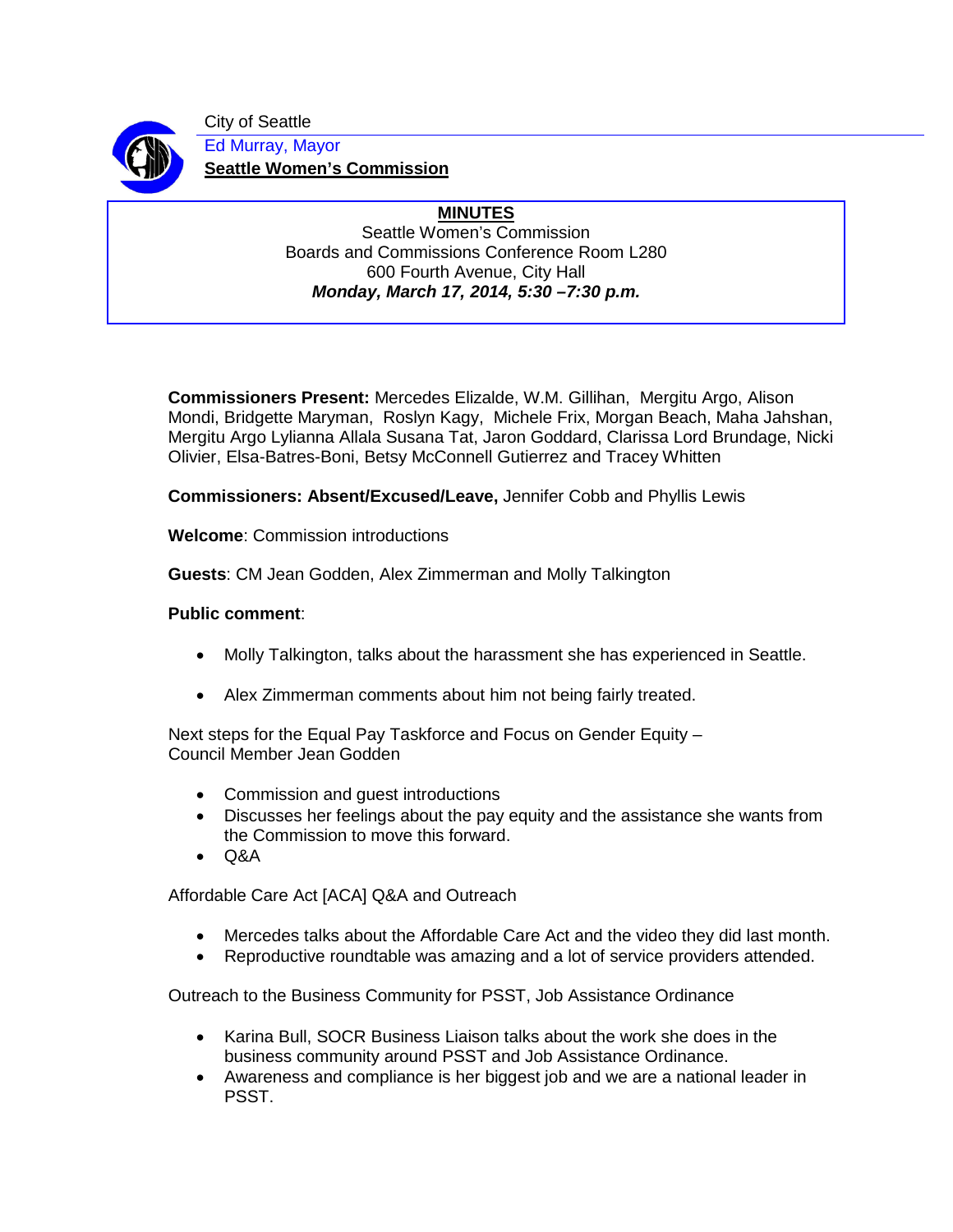City of Seattle

Ed Murray, Mayor

**Seattle Women's Commission**

**MINUTES**

Seattle Women's Commission
Boards and Commissions Conference Room L280
600 Fourth Avenue, City Hall
***Monday, March 17, 2014, 5:30 –7:30 p.m.***

**Commissioners Present:** Mercedes Elizalde, W.M. Gillihan, Mergitu Argo, Alison Mondi, Bridgette Maryman, Roslyn Kagy, Michele Frix, Morgan Beach, Maha Jahshan, Mergitu Argo Lylianna Allala Susana Tat, Jaron Goddard, Clarissa Lord Brundage, Nicki Olivier, Elsa-Batres-Boni, Betsy McConnell Gutierrez and Tracey Whitten

**Commissioners: Absent/Excused/Leave,** Jennifer Cobb and Phyllis Lewis

**Welcome**: Commission introductions

**Guests**: CM Jean Godden, Alex Zimmerman and Molly Talkington

**Public comment**:

- Molly Talkington, talks about the harassment she has experienced in Seattle.
- Alex Zimmerman comments about him not being fairly treated.

Next steps for the Equal Pay Taskforce and Focus on Gender Equity –
Council Member Jean Godden

- Commission and guest introductions
- Discusses her feelings about the pay equity and the assistance she wants from the Commission to move this forward.
- Q&A

Affordable Care Act [ACA] Q&A and Outreach

- Mercedes talks about the Affordable Care Act and the video they did last month.
- Reproductive roundtable was amazing and a lot of service providers attended.

Outreach to the Business Community for PSST, Job Assistance Ordinance

- Karina Bull, SOCR Business Liaison talks about the work she does in the business community around PSST and Job Assistance Ordinance.
- Awareness and compliance is her biggest job and we are a national leader in PSST.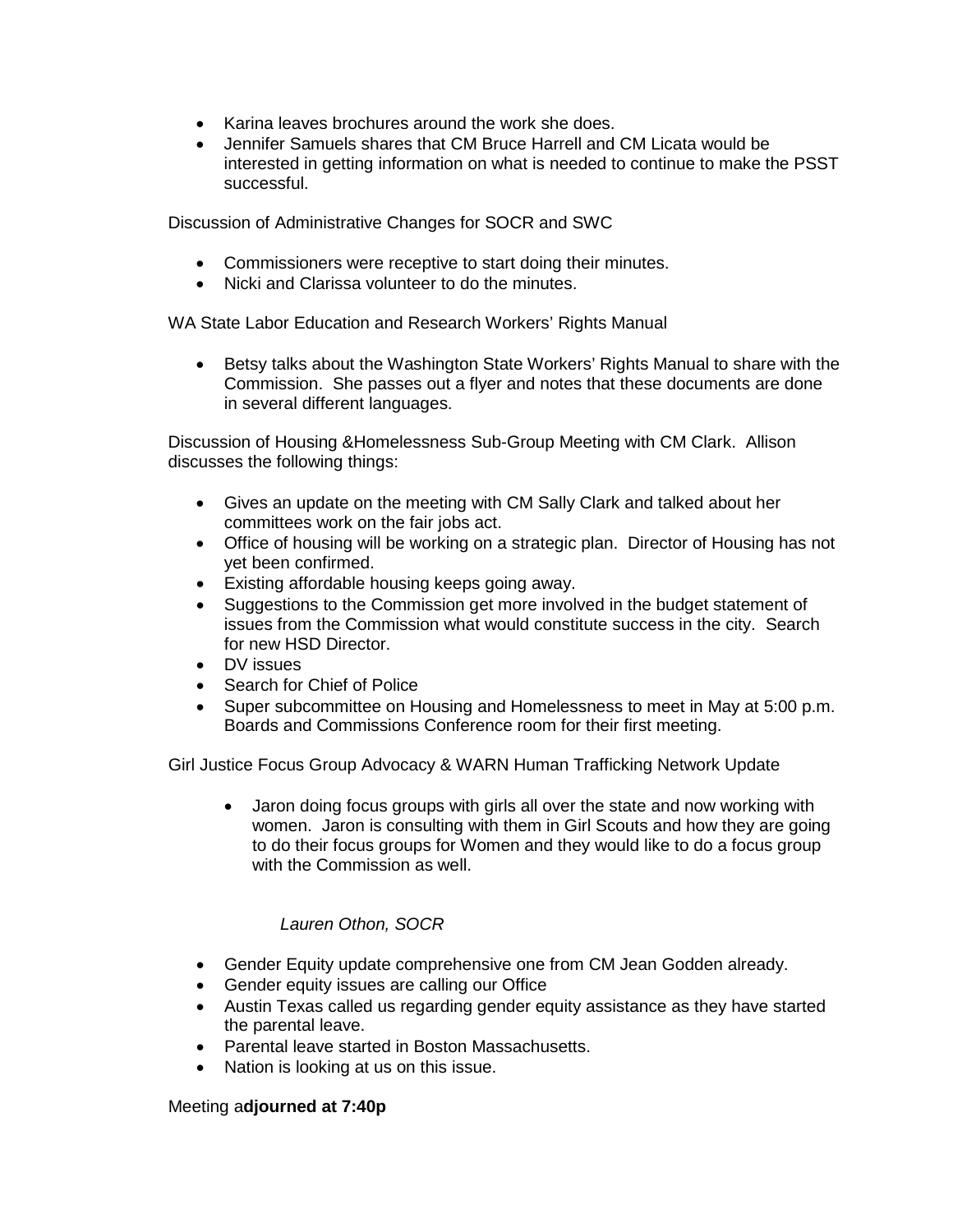- Karina leaves brochures around the work she does.
- Jennifer Samuels shares that CM Bruce Harrell and CM Licata would be interested in getting information on what is needed to continue to make the PSST successful.

Discussion of Administrative Changes for SOCR and SWC

- Commissioners were receptive to start doing their minutes.
- Nicki and Clarissa volunteer to do the minutes.

WA State Labor Education and Research Workers' Rights Manual

- Betsy talks about the Washington State Workers' Rights Manual to share with the Commission. She passes out a flyer and notes that these documents are done in several different languages.

Discussion of Housing &Homelessness Sub-Group Meeting with CM Clark. Allison discusses the following things:

- Gives an update on the meeting with CM Sally Clark and talked about her committees work on the fair jobs act.
- Office of housing will be working on a strategic plan. Director of Housing has not yet been confirmed.
- Existing affordable housing keeps going away.
- Suggestions to the Commission get more involved in the budget statement of issues from the Commission what would constitute success in the city. Search for new HSD Director.
- DV issues
- Search for Chief of Police
- Super subcommittee on Housing and Homelessness to meet in May at 5:00 p.m. Boards and Commissions Conference room for their first meeting.

Girl Justice Focus Group Advocacy & WARN Human Trafficking Network Update

- Jaron doing focus groups with girls all over the state and now working with women. Jaron is consulting with them in Girl Scouts and how they are going to do their focus groups for Women and they would like to do a focus group with the Commission as well.

*Lauren Othon, SOCR*

- Gender Equity update comprehensive one from CM Jean Godden already.
- Gender equity issues are calling our Office
- Austin Texas called us regarding gender equity assistance as they have started the parental leave.
- Parental leave started in Boston Massachusetts.
- Nation is looking at us on this issue.

Meeting a**djourned at 7:40p**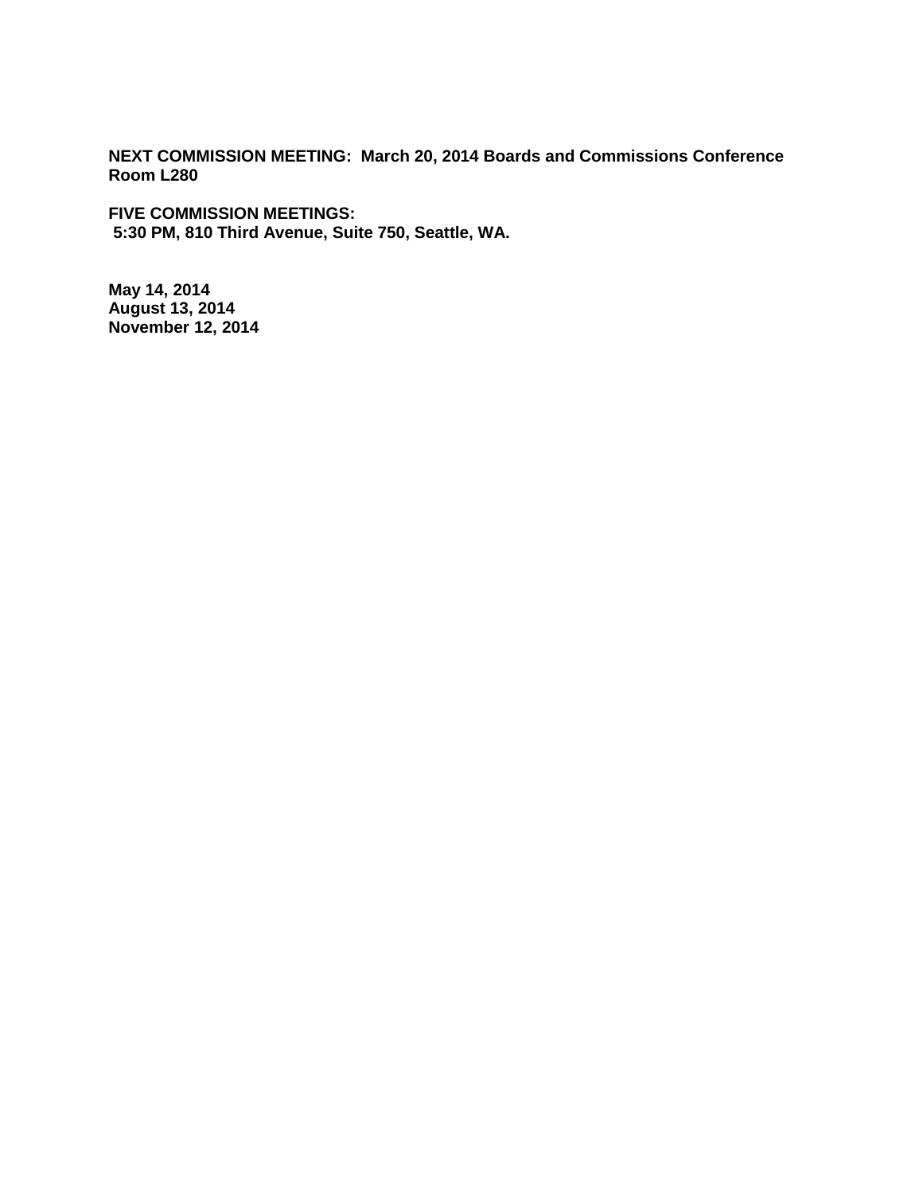**NEXT COMMISSION MEETING: March 20, 2014 Boards and Commissions Conference Room L280**

**FIVE COMMISSION MEETINGS:**
**5:30 PM, 810 Third Avenue, Suite 750, Seattle, WA.**

**May 14, 2014**
**August 13, 2014**
**November 12, 2014**